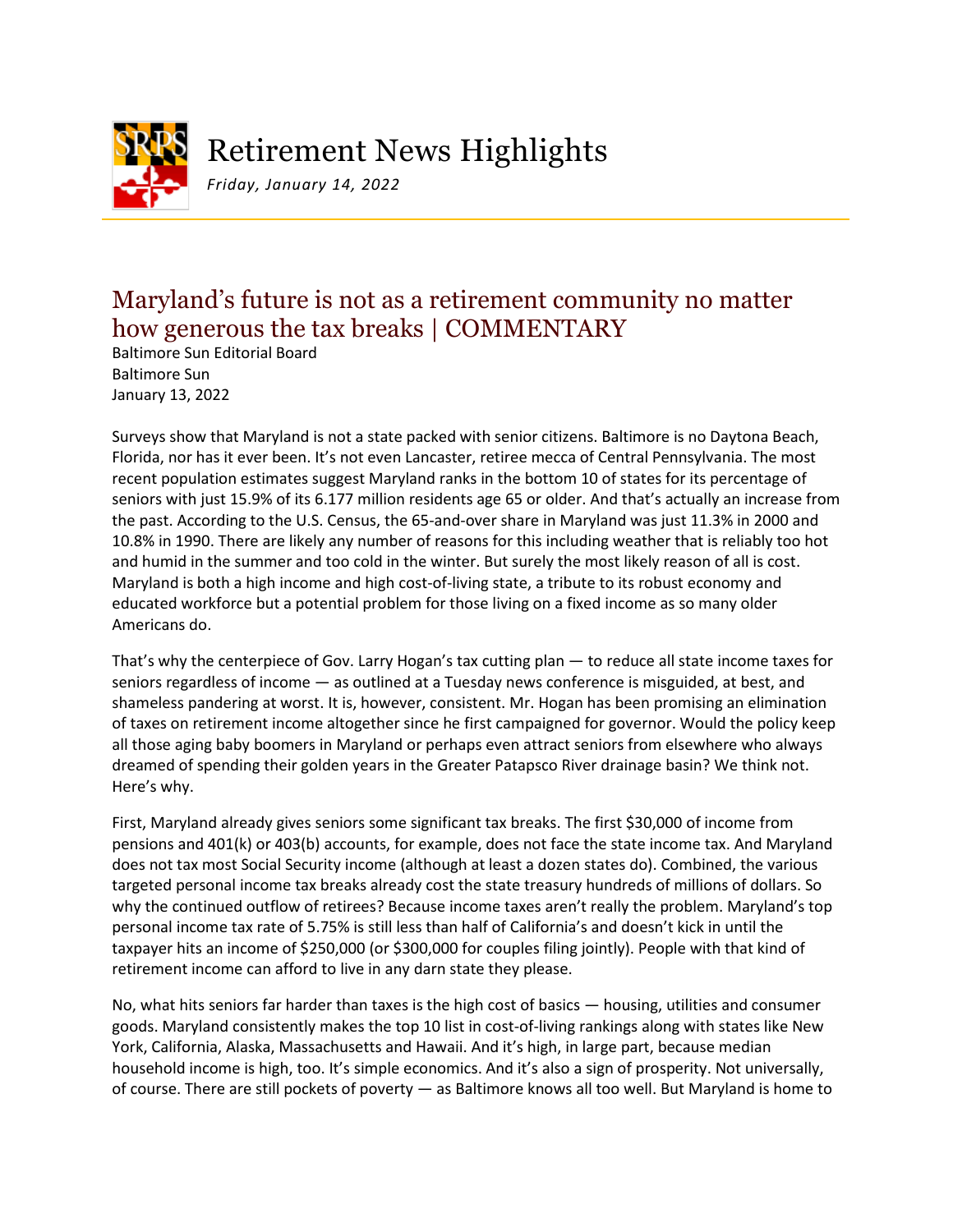# Retirement News Highlights

*Friday, January 14, 2022*

## Maryland's future is not as a retirement community no matter how generous the tax breaks | COMMENTARY

Baltimore Sun Editorial Board
Baltimore Sun
January 13, 2022

Surveys show that Maryland is not a state packed with senior citizens. Baltimore is no Daytona Beach, Florida, nor has it ever been. It's not even Lancaster, retiree mecca of Central Pennsylvania. The most recent population estimates suggest Maryland ranks in the bottom 10 of states for its percentage of seniors with just 15.9% of its 6.177 million residents age 65 or older. And that's actually an increase from the past. According to the U.S. Census, the 65-and-over share in Maryland was just 11.3% in 2000 and 10.8% in 1990. There are likely any number of reasons for this including weather that is reliably too hot and humid in the summer and too cold in the winter. But surely the most likely reason of all is cost. Maryland is both a high income and high cost-of-living state, a tribute to its robust economy and educated workforce but a potential problem for those living on a fixed income as so many older Americans do.

That's why the centerpiece of Gov. Larry Hogan's tax cutting plan — to reduce all state income taxes for seniors regardless of income — as outlined at a Tuesday news conference is misguided, at best, and shameless pandering at worst. It is, however, consistent. Mr. Hogan has been promising an elimination of taxes on retirement income altogether since he first campaigned for governor. Would the policy keep all those aging baby boomers in Maryland or perhaps even attract seniors from elsewhere who always dreamed of spending their golden years in the Greater Patapsco River drainage basin? We think not. Here's why.

First, Maryland already gives seniors some significant tax breaks. The first $30,000 of income from pensions and 401(k) or 403(b) accounts, for example, does not face the state income tax. And Maryland does not tax most Social Security income (although at least a dozen states do). Combined, the various targeted personal income tax breaks already cost the state treasury hundreds of millions of dollars. So why the continued outflow of retirees? Because income taxes aren't really the problem. Maryland's top personal income tax rate of 5.75% is still less than half of California's and doesn't kick in until the taxpayer hits an income of $250,000 (or $300,000 for couples filing jointly). People with that kind of retirement income can afford to live in any darn state they please.

No, what hits seniors far harder than taxes is the high cost of basics — housing, utilities and consumer goods. Maryland consistently makes the top 10 list in cost-of-living rankings along with states like New York, California, Alaska, Massachusetts and Hawaii. And it's high, in large part, because median household income is high, too. It's simple economics. And it's also a sign of prosperity. Not universally, of course. There are still pockets of poverty — as Baltimore knows all too well. But Maryland is home to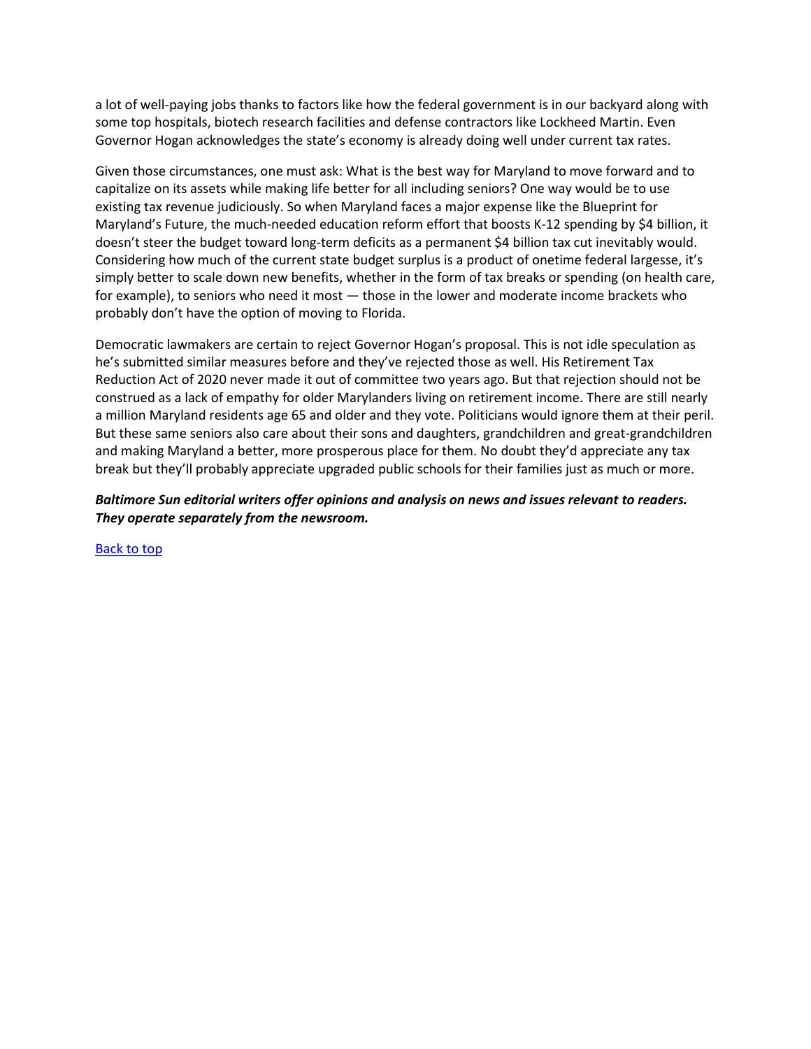a lot of well-paying jobs thanks to factors like how the federal government is in our backyard along with some top hospitals, biotech research facilities and defense contractors like Lockheed Martin. Even Governor Hogan acknowledges the state's economy is already doing well under current tax rates.

Given those circumstances, one must ask: What is the best way for Maryland to move forward and to capitalize on its assets while making life better for all including seniors? One way would be to use existing tax revenue judiciously. So when Maryland faces a major expense like the Blueprint for Maryland's Future, the much-needed education reform effort that boosts K-12 spending by $4 billion, it doesn't steer the budget toward long-term deficits as a permanent $4 billion tax cut inevitably would. Considering how much of the current state budget surplus is a product of onetime federal largesse, it's simply better to scale down new benefits, whether in the form of tax breaks or spending (on health care, for example), to seniors who need it most — those in the lower and moderate income brackets who probably don't have the option of moving to Florida.

Democratic lawmakers are certain to reject Governor Hogan's proposal. This is not idle speculation as he's submitted similar measures before and they've rejected those as well. His Retirement Tax Reduction Act of 2020 never made it out of committee two years ago. But that rejection should not be construed as a lack of empathy for older Marylanders living on retirement income. There are still nearly a million Maryland residents age 65 and older and they vote. Politicians would ignore them at their peril. But these same seniors also care about their sons and daughters, grandchildren and great-grandchildren and making Maryland a better, more prosperous place for them. No doubt they'd appreciate any tax break but they'll probably appreciate upgraded public schools for their families just as much or more.

***Baltimore Sun editorial writers offer opinions and analysis on news and issues relevant to readers. They operate separately from the newsroom.***

Back to top